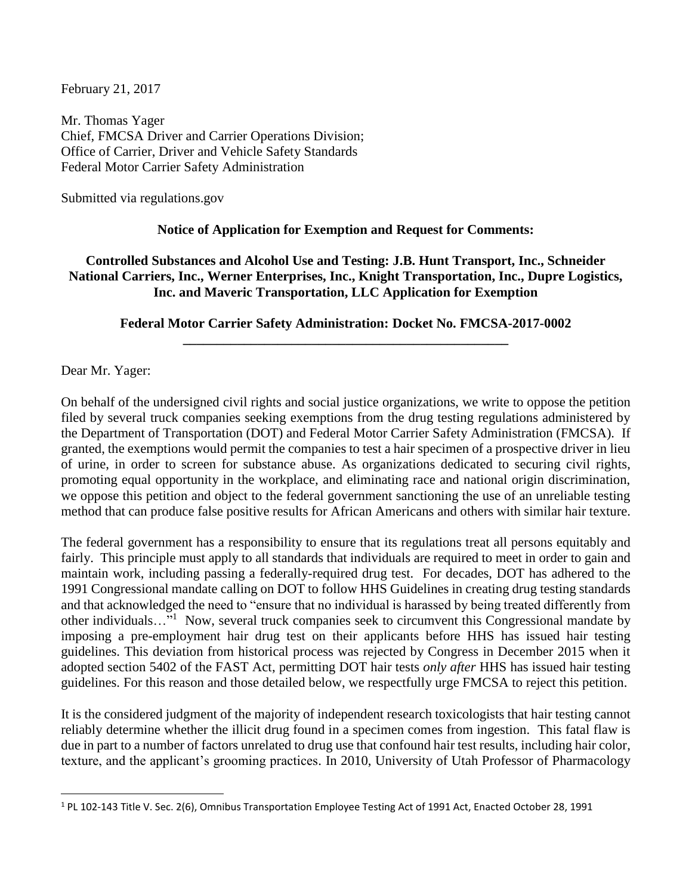February 21, 2017

Mr. Thomas Yager
Chief, FMCSA Driver and Carrier Operations Division;
Office of Carrier, Driver and Vehicle Safety Standards
Federal Motor Carrier Safety Administration

Submitted via regulations.gov

**Notice of Application for Exemption and Request for Comments:**

**Controlled Substances and Alcohol Use and Testing: J.B. Hunt Transport, Inc., Schneider National Carriers, Inc., Werner Enterprises, Inc., Knight Transportation, Inc., Dupre Logistics, Inc. and Maveric Transportation, LLC Application for Exemption**

**Federal Motor Carrier Safety Administration: Docket No. FMCSA-2017-0002**

---

Dear Mr. Yager:

On behalf of the undersigned civil rights and social justice organizations, we write to oppose the petition filed by several truck companies seeking exemptions from the drug testing regulations administered by the Department of Transportation (DOT) and Federal Motor Carrier Safety Administration (FMCSA). If granted, the exemptions would permit the companies to test a hair specimen of a prospective driver in lieu of urine, in order to screen for substance abuse. As organizations dedicated to securing civil rights, promoting equal opportunity in the workplace, and eliminating race and national origin discrimination, we oppose this petition and object to the federal government sanctioning the use of an unreliable testing method that can produce false positive results for African Americans and others with similar hair texture.

The federal government has a responsibility to ensure that its regulations treat all persons equitably and fairly. This principle must apply to all standards that individuals are required to meet in order to gain and maintain work, including passing a federally-required drug test. For decades, DOT has adhered to the 1991 Congressional mandate calling on DOT to follow HHS Guidelines in creating drug testing standards and that acknowledged the need to "ensure that no individual is harassed by being treated differently from other individuals…"[1] Now, several truck companies seek to circumvent this Congressional mandate by imposing a pre-employment hair drug test on their applicants before HHS has issued hair testing guidelines. This deviation from historical process was rejected by Congress in December 2015 when it adopted section 5402 of the FAST Act, permitting DOT hair tests *only after* HHS has issued hair testing guidelines. For this reason and those detailed below, we respectfully urge FMCSA to reject this petition.

It is the considered judgment of the majority of independent research toxicologists that hair testing cannot reliably determine whether the illicit drug found in a specimen comes from ingestion. This fatal flaw is due in part to a number of factors unrelated to drug use that confound hair test results, including hair color, texture, and the applicant's grooming practices. In 2010, University of Utah Professor of Pharmacology

[1] PL 102-143 Title V. Sec. 2(6), Omnibus Transportation Employee Testing Act of 1991 Act, Enacted October 28, 1991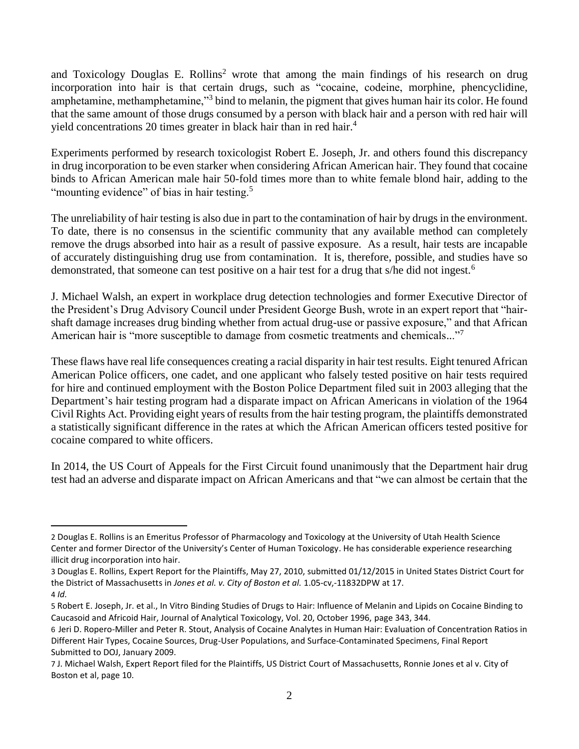and Toxicology Douglas E. Rollins[2] wrote that among the main findings of his research on drug incorporation into hair is that certain drugs, such as "cocaine, codeine, morphine, phencyclidine, amphetamine, methamphetamine,"[3] bind to melanin, the pigment that gives human hair its color. He found that the same amount of those drugs consumed by a person with black hair and a person with red hair will yield concentrations 20 times greater in black hair than in red hair.[4]

Experiments performed by research toxicologist Robert E. Joseph, Jr. and others found this discrepancy in drug incorporation to be even starker when considering African American hair. They found that cocaine binds to African American male hair 50-fold times more than to white female blond hair, adding to the "mounting evidence" of bias in hair testing.[5]

The unreliability of hair testing is also due in part to the contamination of hair by drugs in the environment. To date, there is no consensus in the scientific community that any available method can completely remove the drugs absorbed into hair as a result of passive exposure. As a result, hair tests are incapable of accurately distinguishing drug use from contamination. It is, therefore, possible, and studies have so demonstrated, that someone can test positive on a hair test for a drug that s/he did not ingest.[6]

J. Michael Walsh, an expert in workplace drug detection technologies and former Executive Director of the President's Drug Advisory Council under President George Bush, wrote in an expert report that "hair-shaft damage increases drug binding whether from actual drug-use or passive exposure," and that African American hair is "more susceptible to damage from cosmetic treatments and chemicals..."[7]

These flaws have real life consequences creating a racial disparity in hair test results. Eight tenured African American Police officers, one cadet, and one applicant who falsely tested positive on hair tests required for hire and continued employment with the Boston Police Department filed suit in 2003 alleging that the Department's hair testing program had a disparate impact on African Americans in violation of the 1964 Civil Rights Act. Providing eight years of results from the hair testing program, the plaintiffs demonstrated a statistically significant difference in the rates at which the African American officers tested positive for cocaine compared to white officers.

In 2014, the US Court of Appeals for the First Circuit found unanimously that the Department hair drug test had an adverse and disparate impact on African Americans and that "we can almost be certain that the

---

2 Douglas E. Rollins is an Emeritus Professor of Pharmacology and Toxicology at the University of Utah Health Science Center and former Director of the University's Center of Human Toxicology. He has considerable experience researching illicit drug incorporation into hair.

3 Douglas E. Rollins, Expert Report for the Plaintiffs, May 27, 2010, submitted 01/12/2015 in United States District Court for the District of Massachusetts in *Jones et al. v. City of Boston et al.* 1.05-cv,-11832DPW at 17.

4 *Id.*

5 Robert E. Joseph, Jr. et al., In Vitro Binding Studies of Drugs to Hair: Influence of Melanin and Lipids on Cocaine Binding to Caucasoid and Africoid Hair, Journal of Analytical Toxicology, Vol. 20, October 1996, page 343, 344.

6 Jeri D. Ropero-Miller and Peter R. Stout, Analysis of Cocaine Analytes in Human Hair: Evaluation of Concentration Ratios in Different Hair Types, Cocaine Sources, Drug-User Populations, and Surface-Contaminated Specimens, Final Report Submitted to DOJ, January 2009.

7 J. Michael Walsh, Expert Report filed for the Plaintiffs, US District Court of Massachusetts, Ronnie Jones et al v. City of Boston et al, page 10.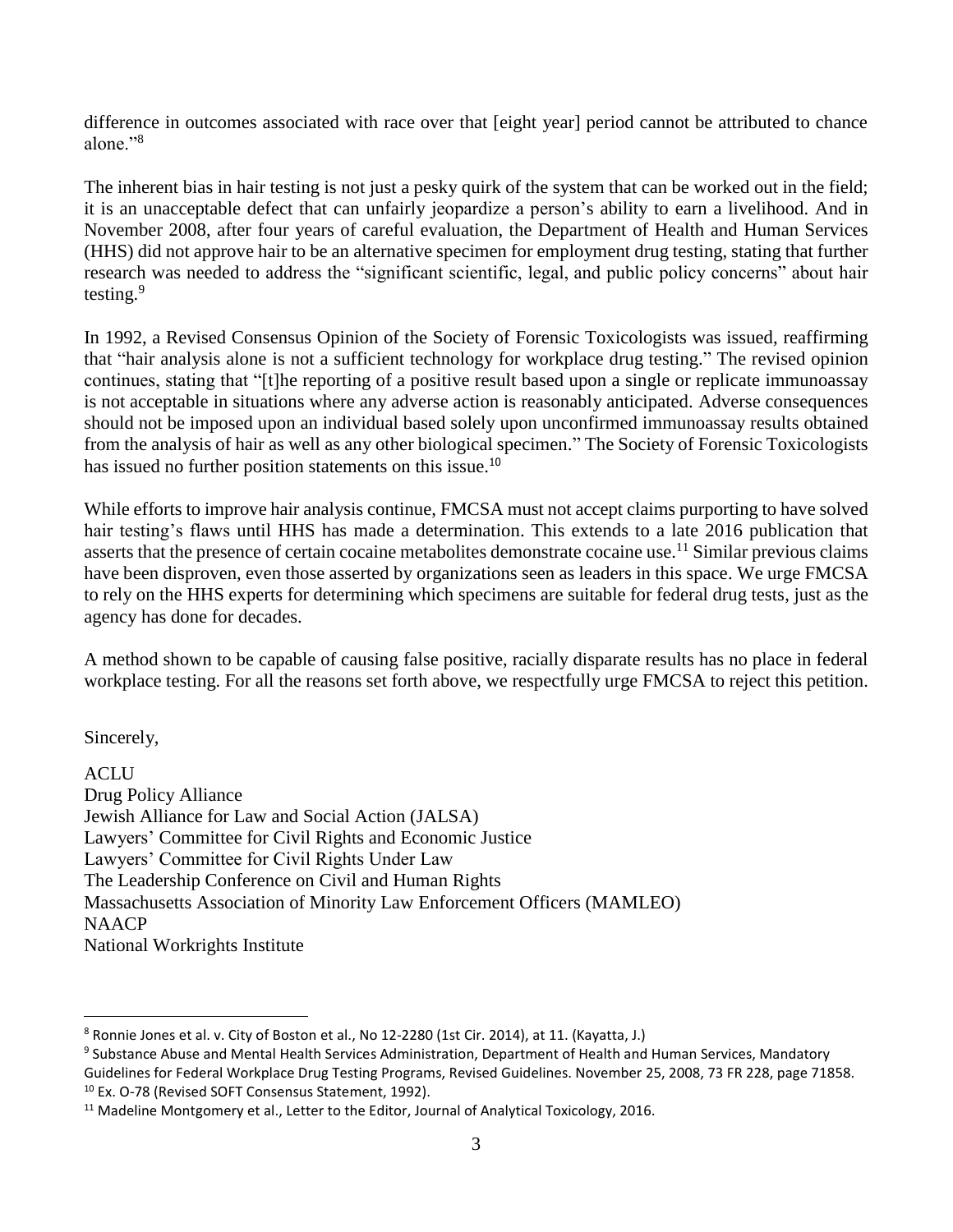difference in outcomes associated with race over that [eight year] period cannot be attributed to chance alone."[8]

The inherent bias in hair testing is not just a pesky quirk of the system that can be worked out in the field; it is an unacceptable defect that can unfairly jeopardize a person's ability to earn a livelihood. And in November 2008, after four years of careful evaluation, the Department of Health and Human Services (HHS) did not approve hair to be an alternative specimen for employment drug testing, stating that further research was needed to address the "significant scientific, legal, and public policy concerns" about hair testing.[9]

In 1992, a Revised Consensus Opinion of the Society of Forensic Toxicologists was issued, reaffirming that "hair analysis alone is not a sufficient technology for workplace drug testing." The revised opinion continues, stating that "[t]he reporting of a positive result based upon a single or replicate immunoassay is not acceptable in situations where any adverse action is reasonably anticipated. Adverse consequences should not be imposed upon an individual based solely upon unconfirmed immunoassay results obtained from the analysis of hair as well as any other biological specimen." The Society of Forensic Toxicologists has issued no further position statements on this issue.[10]

While efforts to improve hair analysis continue, FMCSA must not accept claims purporting to have solved hair testing's flaws until HHS has made a determination. This extends to a late 2016 publication that asserts that the presence of certain cocaine metabolites demonstrate cocaine use.[11] Similar previous claims have been disproven, even those asserted by organizations seen as leaders in this space. We urge FMCSA to rely on the HHS experts for determining which specimens are suitable for federal drug tests, just as the agency has done for decades.

A method shown to be capable of causing false positive, racially disparate results has no place in federal workplace testing. For all the reasons set forth above, we respectfully urge FMCSA to reject this petition.

Sincerely,

ACLU
Drug Policy Alliance
Jewish Alliance for Law and Social Action (JALSA)
Lawyers' Committee for Civil Rights and Economic Justice
Lawyers' Committee for Civil Rights Under Law
The Leadership Conference on Civil and Human Rights
Massachusetts Association of Minority Law Enforcement Officers (MAMLEO)
NAACP
National Workrights Institute

---

[8] Ronnie Jones et al. v. City of Boston et al., No 12-2280 (1st Cir. 2014), at 11. (Kayatta, J.)

[9] Substance Abuse and Mental Health Services Administration, Department of Health and Human Services, Mandatory Guidelines for Federal Workplace Drug Testing Programs, Revised Guidelines. November 25, 2008, 73 FR 228, page 71858.

[10] Ex. O-78 (Revised SOFT Consensus Statement, 1992).

[11] Madeline Montgomery et al., Letter to the Editor, Journal of Analytical Toxicology, 2016.